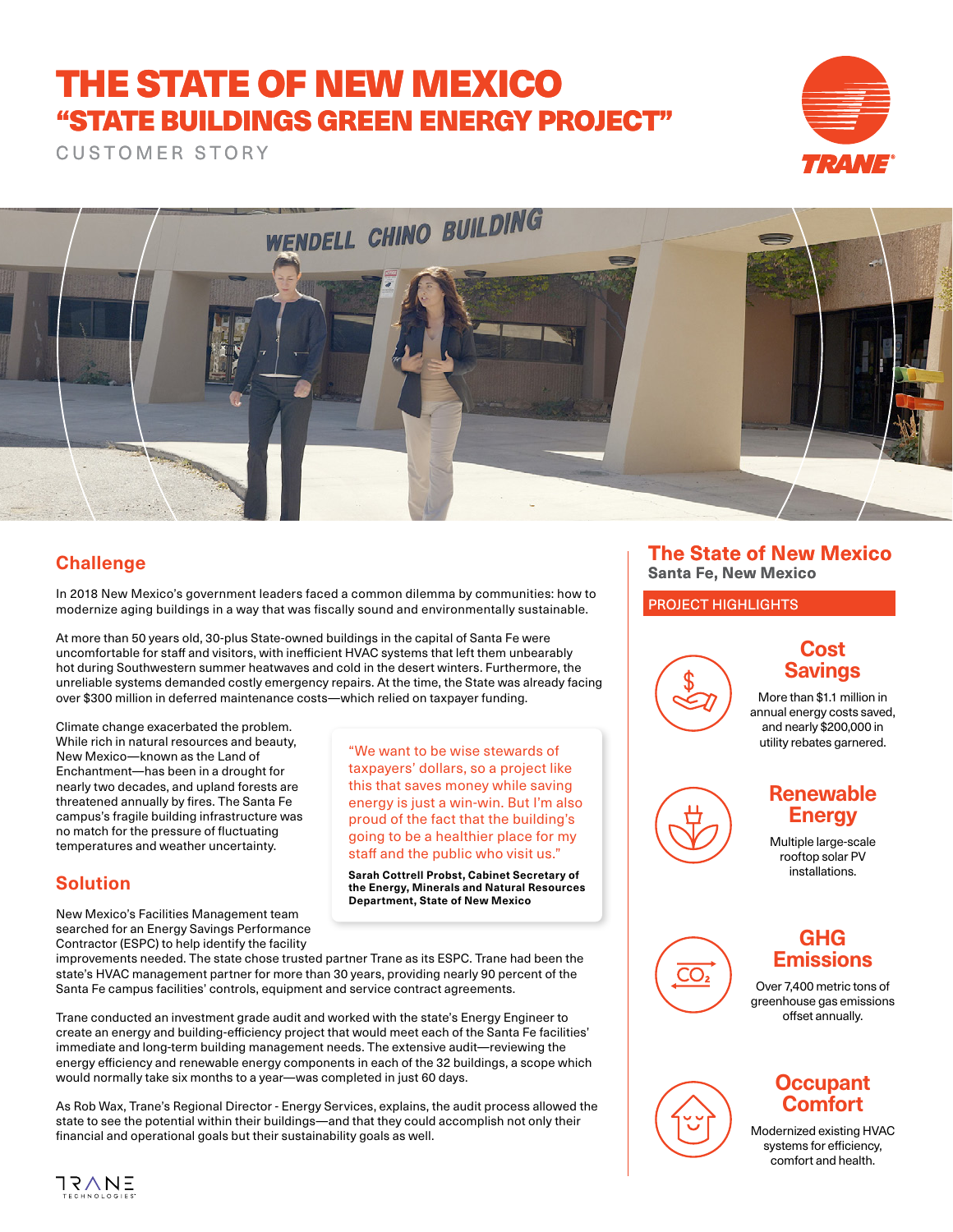# THE STATE OF NEW MEXICO

## "STATE BUILDINGS GREEN ENERGY PROJECT"

CUSTOMER STORY

## Challenge

In 2018 New Mexico's government leaders faced a common dilemma by communities: how to modernize aging buildings in a way that was fiscally sound and environmentally sustainable.

At more than 50 years old, 30-plus State-owned buildings in the capital of Santa Fe were uncomfortable for staff and visitors, with inefficient HVAC systems that left them unbearably hot during Southwestern summer heatwaves and cold in the desert winters. Furthermore, the unreliable systems demanded costly emergency repairs. At the time, the State was already facing over $300 million in deferred maintenance costs—which relied on taxpayer funding.

Climate change exacerbated the problem. While rich in natural resources and beauty, New Mexico—known as the Land of Enchantment—has been in a drought for nearly two decades, and upland forests are threatened annually by fires. The Santa Fe campus's fragile building infrastructure was no match for the pressure of fluctuating temperatures and weather uncertainty.

> "We want to be wise stewards of taxpayers' dollars, so a project like this that saves money while saving energy is just a win-win. But I'm also proud of the fact that the building's going to be a healthier place for my staff and the public who visit us."
>
> **Sarah Cottrell Probst, Cabinet Secretary of the Energy, Minerals and Natural Resources Department, State of New Mexico**

## Solution

New Mexico's Facilities Management team searched for an Energy Savings Performance Contractor (ESPC) to help identify the facility improvements needed. The state chose trusted partner Trane as its ESPC. Trane had been the state's HVAC management partner for more than 30 years, providing nearly 90 percent of the Santa Fe campus facilities' controls, equipment and service contract agreements.

Trane conducted an investment grade audit and worked with the state's Energy Engineer to create an energy and building-efficiency project that would meet each of the Santa Fe facilities' immediate and long-term building management needs. The extensive audit—reviewing the energy efficiency and renewable energy components in each of the 32 buildings, a scope which would normally take six months to a year—was completed in just 60 days.

As Rob Wax, Trane's Regional Director - Energy Services, explains, the audit process allowed the state to see the potential within their buildings—and that they could accomplish not only their financial and operational goals but their sustainability goals as well.

## The State of New Mexico

**Santa Fe, New Mexico**

PROJECT HIGHLIGHTS

### Cost Savings

More than $1.1 million in annual energy costs saved, and nearly $200,000 in utility rebates garnered.

### Renewable Energy

Multiple large-scale rooftop solar PV installations.

### GHG Emissions

Over 7,400 metric tons of greenhouse gas emissions offset annually.

### Occupant Comfort

Modernized existing HVAC systems for efficiency, comfort and health.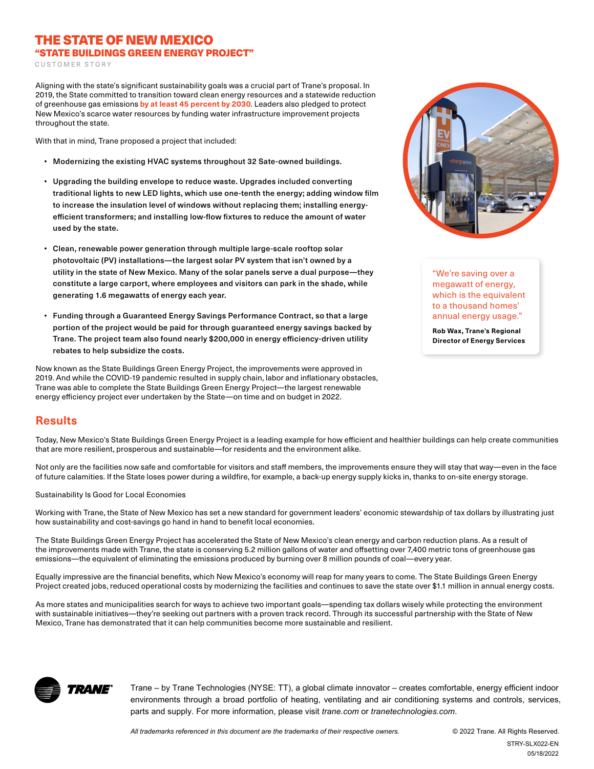# THE STATE OF NEW MEXICO
## "STATE BUILDINGS GREEN ENERGY PROJECT"

CUSTOMER STORY

Aligning with the state's significant sustainability goals was a crucial part of Trane's proposal. In 2019, the State committed to transition toward clean energy resources and a statewide reduction of greenhouse gas emissions **by at least 45 percent by 2030.** Leaders also pledged to protect New Mexico's scarce water resources by funding water infrastructure improvement projects throughout the state.

With that in mind, Trane proposed a project that included:

- **Modernizing the existing HVAC systems throughout 32 Sate-owned buildings.**
- **Upgrading the building envelope to reduce waste. Upgrades included converting traditional lights to new LED lights, which use one-tenth the energy; adding window film to increase the insulation level of windows without replacing them; installing energy-efficient transformers; and installing low-flow fixtures to reduce the amount of water used by the state.**
- **Clean, renewable power generation through multiple large-scale rooftop solar photovoltaic (PV) installations—the largest solar PV system that isn't owned by a utility in the state of New Mexico. Many of the solar panels serve a dual purpose—they constitute a large carport, where employees and visitors can park in the shade, while generating 1.6 megawatts of energy each year.**
- **Funding through a Guaranteed Energy Savings Performance Contract, so that a large portion of the project would be paid for through guaranteed energy savings backed by Trane. The project team also found nearly $200,000 in energy efficiency-driven utility rebates to help subsidize the costs.**

Now known as the State Buildings Green Energy Project, the improvements were approved in 2019. And while the COVID-19 pandemic resulted in supply chain, labor and inflationary obstacles, Trane was able to complete the State Buildings Green Energy Project—the largest renewable energy efficiency project ever undertaken by the State—on time and on budget in 2022.

> "We're saving over a megawatt of energy, which is the equivalent to a thousand homes' annual energy usage."
>
> **Rob Wax, Trane's Regional Director of Energy Services**

## Results

Today, New Mexico's State Buildings Green Energy Project is a leading example for how efficient and healthier buildings can help create communities that are more resilient, prosperous and sustainable—for residents and the environment alike.

Not only are the facilities now safe and comfortable for visitors and staff members, the improvements ensure they will stay that way—even in the face of future calamities. If the State loses power during a wildfire, for example, a back-up energy supply kicks in, thanks to on-site energy storage.

Sustainability Is Good for Local Economies

Working with Trane, the State of New Mexico has set a new standard for government leaders' economic stewardship of tax dollars by illustrating just how sustainability and cost-savings go hand in hand to benefit local economies.

The State Buildings Green Energy Project has accelerated the State of New Mexico's clean energy and carbon reduction plans. As a result of the improvements made with Trane, the state is conserving 5.2 million gallons of water and offsetting over 7,400 metric tons of greenhouse gas emissions—the equivalent of eliminating the emissions produced by burning over 8 million pounds of coal—every year.

Equally impressive are the financial benefits, which New Mexico's economy will reap for many years to come. The State Buildings Green Energy Project created jobs, reduced operational costs by modernizing the facilities and continues to save the state over $1.1 million in annual energy costs.

As more states and municipalities search for ways to achieve two important goals—spending tax dollars wisely while protecting the environment with sustainable initiatives—they're seeking out partners with a proven track record. Through its successful partnership with the State of New Mexico, Trane has demonstrated that it can help communities become more sustainable and resilient.

Trane – by Trane Technologies (NYSE: TT), a global climate innovator – creates comfortable, energy efficient indoor environments through a broad portfolio of heating, ventilating and air conditioning systems and controls, services, parts and supply. For more information, please visit *trane.com* or *tranetechnologies.com*.

*All trademarks referenced in this document are the trademarks of their respective owners.*

© 2022 Trane. All Rights Reserved.

STRY-SLX022-EN
05/18/2022